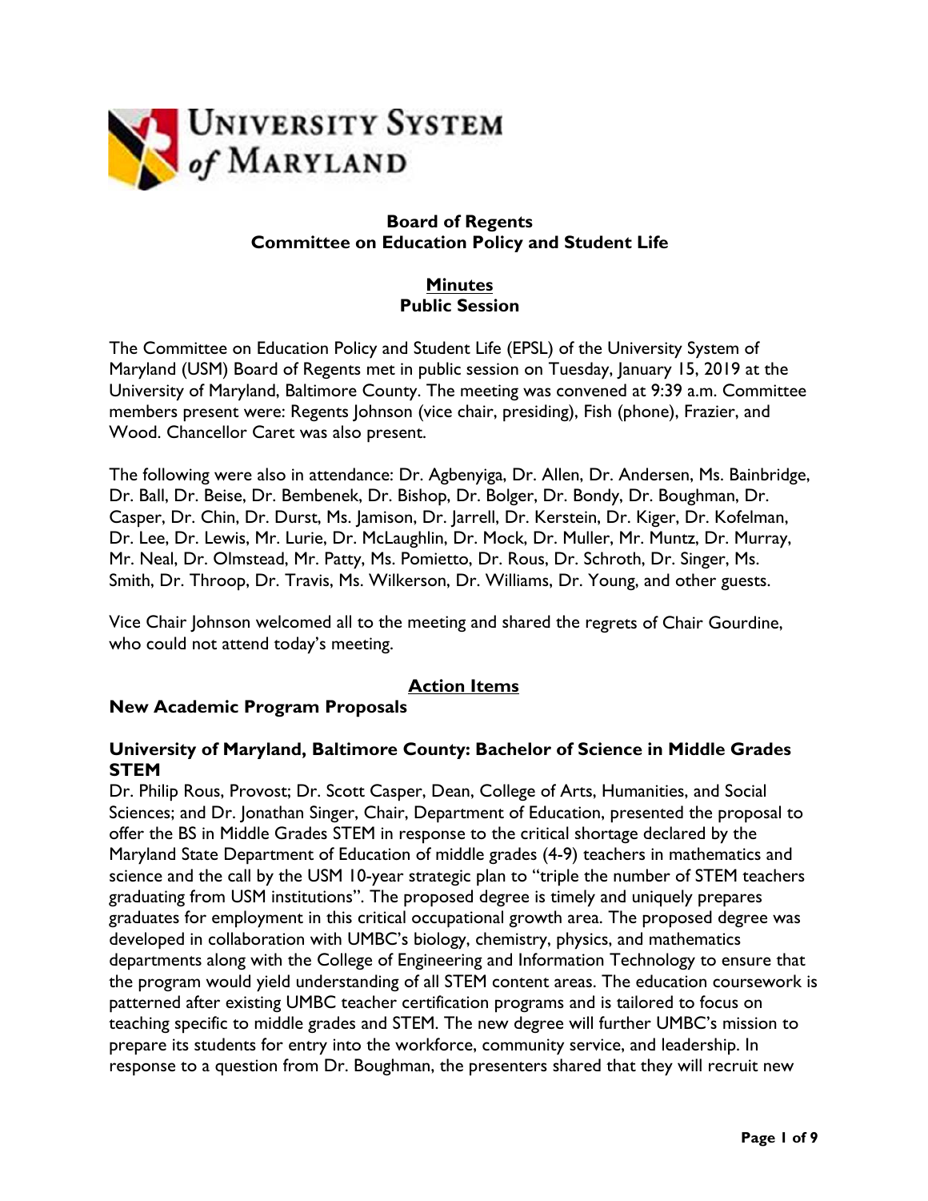University System of Maryland

**Board of Regents**
**Committee on Education Policy and Student Life**

**Minutes**
**Public Session**

The Committee on Education Policy and Student Life (EPSL) of the University System of Maryland (USM) Board of Regents met in public session on Tuesday, January 15, 2019 at the University of Maryland, Baltimore County. The meeting was convened at 9:39 a.m. Committee members present were: Regents Johnson (vice chair, presiding), Fish (phone), Frazier, and Wood. Chancellor Caret was also present.

The following were also in attendance: Dr. Agbenyiga, Dr. Allen, Dr. Andersen, Ms. Bainbridge, Dr. Ball, Dr. Beise, Dr. Bembenek, Dr. Bishop, Dr. Bolger, Dr. Bondy, Dr. Boughman, Dr. Casper, Dr. Chin, Dr. Durst, Ms. Jamison, Dr. Jarrell, Dr. Kerstein, Dr. Kiger, Dr. Kofelman, Dr. Lee, Dr. Lewis, Mr. Lurie, Dr. McLaughlin, Dr. Mock, Dr. Muller, Mr. Muntz, Dr. Murray, Mr. Neal, Dr. Olmstead, Mr. Patty, Ms. Pomietto, Dr. Rous, Dr. Schroth, Dr. Singer, Ms. Smith, Dr. Throop, Dr. Travis, Ms. Wilkerson, Dr. Williams, Dr. Young, and other guests.

Vice Chair Johnson welcomed all to the meeting and shared the regrets of Chair Gourdine, who could not attend today's meeting.

## Action Items

### New Academic Program Proposals

#### University of Maryland, Baltimore County: Bachelor of Science in Middle Grades STEM

Dr. Philip Rous, Provost; Dr. Scott Casper, Dean, College of Arts, Humanities, and Social Sciences; and Dr. Jonathan Singer, Chair, Department of Education, presented the proposal to offer the BS in Middle Grades STEM in response to the critical shortage declared by the Maryland State Department of Education of middle grades (4-9) teachers in mathematics and science and the call by the USM 10-year strategic plan to "triple the number of STEM teachers graduating from USM institutions". The proposed degree is timely and uniquely prepares graduates for employment in this critical occupational growth area. The proposed degree was developed in collaboration with UMBC's biology, chemistry, physics, and mathematics departments along with the College of Engineering and Information Technology to ensure that the program would yield understanding of all STEM content areas. The education coursework is patterned after existing UMBC teacher certification programs and is tailored to focus on teaching specific to middle grades and STEM. The new degree will further UMBC's mission to prepare its students for entry into the workforce, community service, and leadership. In response to a question from Dr. Boughman, the presenters shared that they will recruit new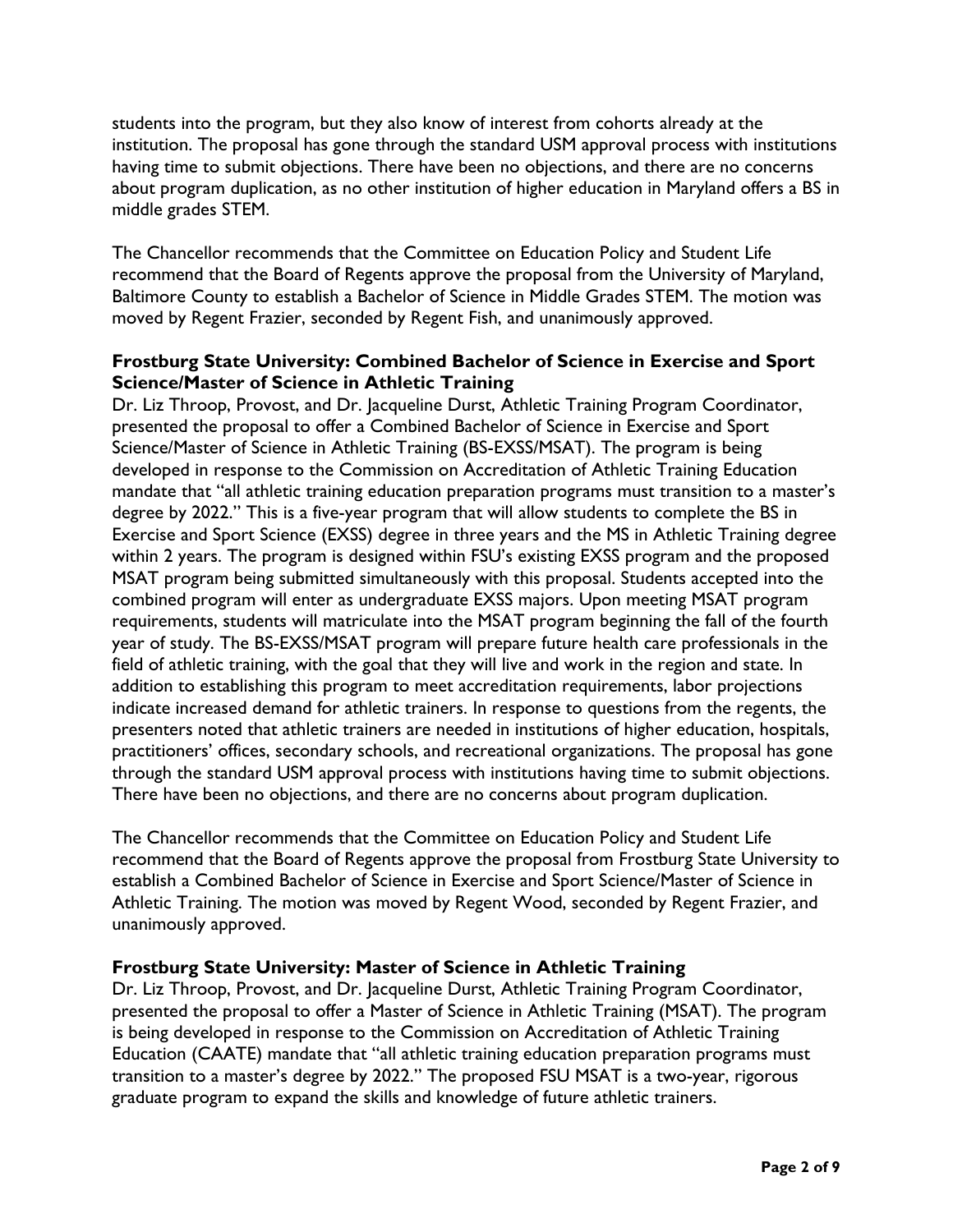students into the program, but they also know of interest from cohorts already at the institution. The proposal has gone through the standard USM approval process with institutions having time to submit objections. There have been no objections, and there are no concerns about program duplication, as no other institution of higher education in Maryland offers a BS in middle grades STEM.

The Chancellor recommends that the Committee on Education Policy and Student Life recommend that the Board of Regents approve the proposal from the University of Maryland, Baltimore County to establish a Bachelor of Science in Middle Grades STEM. The motion was moved by Regent Frazier, seconded by Regent Fish, and unanimously approved.

**Frostburg State University: Combined Bachelor of Science in Exercise and Sport Science/Master of Science in Athletic Training**

Dr. Liz Throop, Provost, and Dr. Jacqueline Durst, Athletic Training Program Coordinator, presented the proposal to offer a Combined Bachelor of Science in Exercise and Sport Science/Master of Science in Athletic Training (BS-EXSS/MSAT). The program is being developed in response to the Commission on Accreditation of Athletic Training Education mandate that "all athletic training education preparation programs must transition to a master's degree by 2022." This is a five-year program that will allow students to complete the BS in Exercise and Sport Science (EXSS) degree in three years and the MS in Athletic Training degree within 2 years. The program is designed within FSU's existing EXSS program and the proposed MSAT program being submitted simultaneously with this proposal. Students accepted into the combined program will enter as undergraduate EXSS majors. Upon meeting MSAT program requirements, students will matriculate into the MSAT program beginning the fall of the fourth year of study. The BS-EXSS/MSAT program will prepare future health care professionals in the field of athletic training, with the goal that they will live and work in the region and state. In addition to establishing this program to meet accreditation requirements, labor projections indicate increased demand for athletic trainers. In response to questions from the regents, the presenters noted that athletic trainers are needed in institutions of higher education, hospitals, practitioners' offices, secondary schools, and recreational organizations. The proposal has gone through the standard USM approval process with institutions having time to submit objections. There have been no objections, and there are no concerns about program duplication.

The Chancellor recommends that the Committee on Education Policy and Student Life recommend that the Board of Regents approve the proposal from Frostburg State University to establish a Combined Bachelor of Science in Exercise and Sport Science/Master of Science in Athletic Training. The motion was moved by Regent Wood, seconded by Regent Frazier, and unanimously approved.

**Frostburg State University: Master of Science in Athletic Training**

Dr. Liz Throop, Provost, and Dr. Jacqueline Durst, Athletic Training Program Coordinator, presented the proposal to offer a Master of Science in Athletic Training (MSAT). The program is being developed in response to the Commission on Accreditation of Athletic Training Education (CAATE) mandate that "all athletic training education preparation programs must transition to a master's degree by 2022." The proposed FSU MSAT is a two-year, rigorous graduate program to expand the skills and knowledge of future athletic trainers.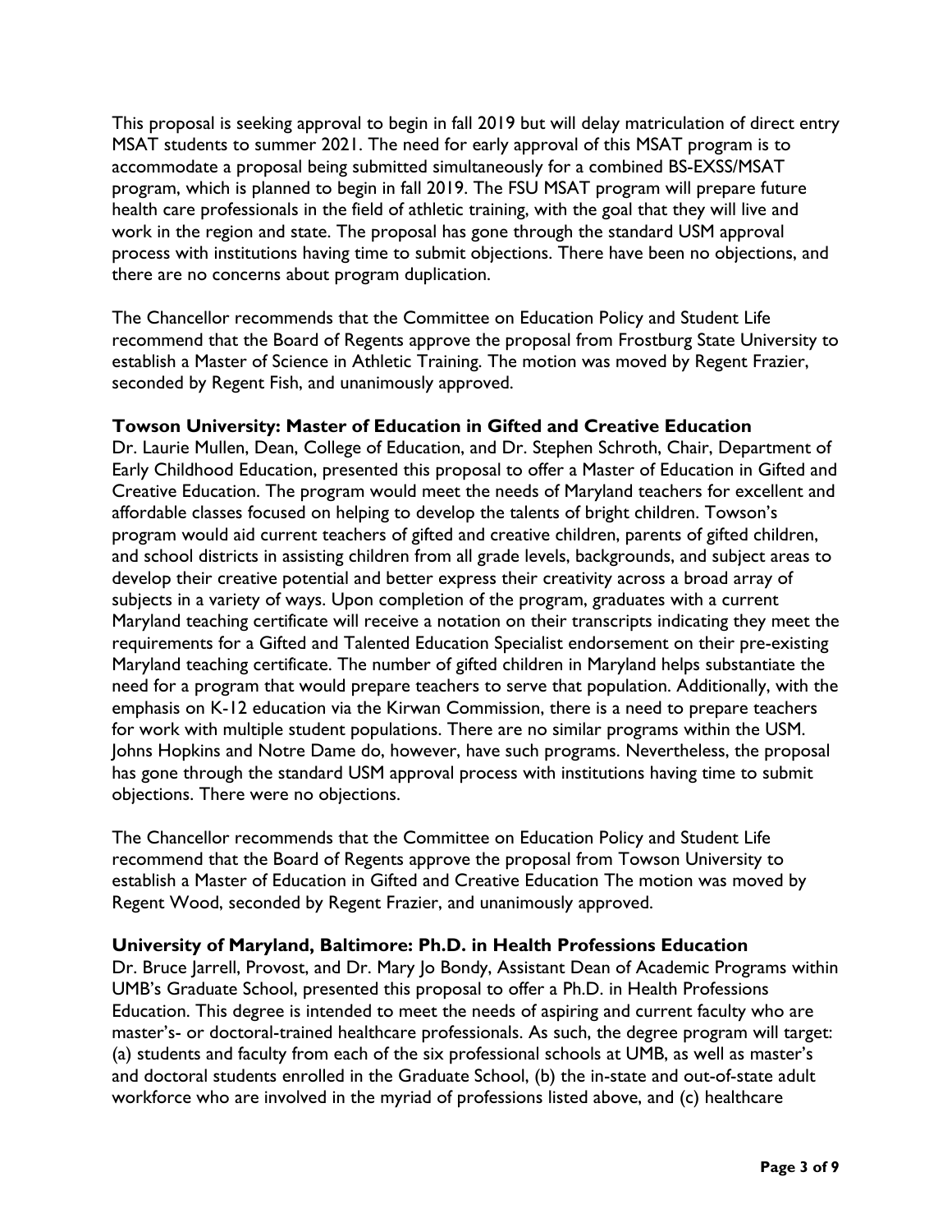This proposal is seeking approval to begin in fall 2019 but will delay matriculation of direct entry MSAT students to summer 2021. The need for early approval of this MSAT program is to accommodate a proposal being submitted simultaneously for a combined BS-EXSS/MSAT program, which is planned to begin in fall 2019. The FSU MSAT program will prepare future health care professionals in the field of athletic training, with the goal that they will live and work in the region and state. The proposal has gone through the standard USM approval process with institutions having time to submit objections. There have been no objections, and there are no concerns about program duplication.

The Chancellor recommends that the Committee on Education Policy and Student Life recommend that the Board of Regents approve the proposal from Frostburg State University to establish a Master of Science in Athletic Training. The motion was moved by Regent Frazier, seconded by Regent Fish, and unanimously approved.

**Towson University: Master of Education in Gifted and Creative Education**
Dr. Laurie Mullen, Dean, College of Education, and Dr. Stephen Schroth, Chair, Department of Early Childhood Education, presented this proposal to offer a Master of Education in Gifted and Creative Education. The program would meet the needs of Maryland teachers for excellent and affordable classes focused on helping to develop the talents of bright children. Towson's program would aid current teachers of gifted and creative children, parents of gifted children, and school districts in assisting children from all grade levels, backgrounds, and subject areas to develop their creative potential and better express their creativity across a broad array of subjects in a variety of ways. Upon completion of the program, graduates with a current Maryland teaching certificate will receive a notation on their transcripts indicating they meet the requirements for a Gifted and Talented Education Specialist endorsement on their pre-existing Maryland teaching certificate. The number of gifted children in Maryland helps substantiate the need for a program that would prepare teachers to serve that population. Additionally, with the emphasis on K-12 education via the Kirwan Commission, there is a need to prepare teachers for work with multiple student populations. There are no similar programs within the USM. Johns Hopkins and Notre Dame do, however, have such programs. Nevertheless, the proposal has gone through the standard USM approval process with institutions having time to submit objections. There were no objections.

The Chancellor recommends that the Committee on Education Policy and Student Life recommend that the Board of Regents approve the proposal from Towson University to establish a Master of Education in Gifted and Creative Education The motion was moved by Regent Wood, seconded by Regent Frazier, and unanimously approved.

**University of Maryland, Baltimore: Ph.D. in Health Professions Education**
Dr. Bruce Jarrell, Provost, and Dr. Mary Jo Bondy, Assistant Dean of Academic Programs within UMB's Graduate School, presented this proposal to offer a Ph.D. in Health Professions Education. This degree is intended to meet the needs of aspiring and current faculty who are master's- or doctoral-trained healthcare professionals. As such, the degree program will target: (a) students and faculty from each of the six professional schools at UMB, as well as master's and doctoral students enrolled in the Graduate School, (b) the in-state and out-of-state adult workforce who are involved in the myriad of professions listed above, and (c) healthcare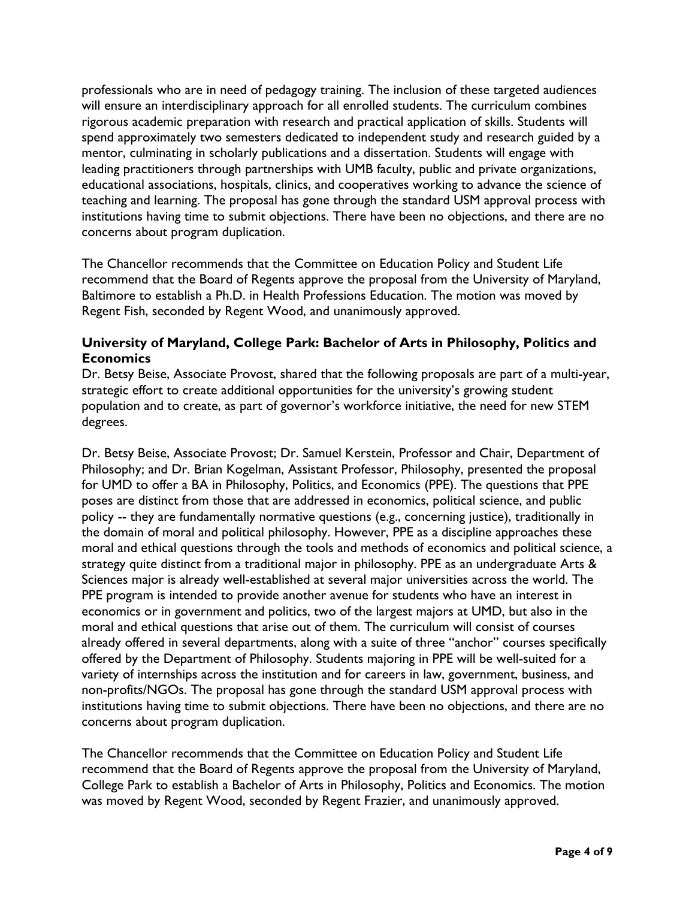professionals who are in need of pedagogy training. The inclusion of these targeted audiences will ensure an interdisciplinary approach for all enrolled students. The curriculum combines rigorous academic preparation with research and practical application of skills. Students will spend approximately two semesters dedicated to independent study and research guided by a mentor, culminating in scholarly publications and a dissertation. Students will engage with leading practitioners through partnerships with UMB faculty, public and private organizations, educational associations, hospitals, clinics, and cooperatives working to advance the science of teaching and learning. The proposal has gone through the standard USM approval process with institutions having time to submit objections. There have been no objections, and there are no concerns about program duplication.

The Chancellor recommends that the Committee on Education Policy and Student Life recommend that the Board of Regents approve the proposal from the University of Maryland, Baltimore to establish a Ph.D. in Health Professions Education. The motion was moved by Regent Fish, seconded by Regent Wood, and unanimously approved.

**University of Maryland, College Park: Bachelor of Arts in Philosophy, Politics and Economics**

Dr. Betsy Beise, Associate Provost, shared that the following proposals are part of a multi-year, strategic effort to create additional opportunities for the university's growing student population and to create, as part of governor's workforce initiative, the need for new STEM degrees.

Dr. Betsy Beise, Associate Provost; Dr. Samuel Kerstein, Professor and Chair, Department of Philosophy; and Dr. Brian Kogelman, Assistant Professor, Philosophy, presented the proposal for UMD to offer a BA in Philosophy, Politics, and Economics (PPE). The questions that PPE poses are distinct from those that are addressed in economics, political science, and public policy -- they are fundamentally normative questions (e.g., concerning justice), traditionally in the domain of moral and political philosophy. However, PPE as a discipline approaches these moral and ethical questions through the tools and methods of economics and political science, a strategy quite distinct from a traditional major in philosophy. PPE as an undergraduate Arts & Sciences major is already well-established at several major universities across the world. The PPE program is intended to provide another avenue for students who have an interest in economics or in government and politics, two of the largest majors at UMD, but also in the moral and ethical questions that arise out of them. The curriculum will consist of courses already offered in several departments, along with a suite of three "anchor" courses specifically offered by the Department of Philosophy. Students majoring in PPE will be well-suited for a variety of internships across the institution and for careers in law, government, business, and non-profits/NGOs. The proposal has gone through the standard USM approval process with institutions having time to submit objections. There have been no objections, and there are no concerns about program duplication.

The Chancellor recommends that the Committee on Education Policy and Student Life recommend that the Board of Regents approve the proposal from the University of Maryland, College Park to establish a Bachelor of Arts in Philosophy, Politics and Economics. The motion was moved by Regent Wood, seconded by Regent Frazier, and unanimously approved.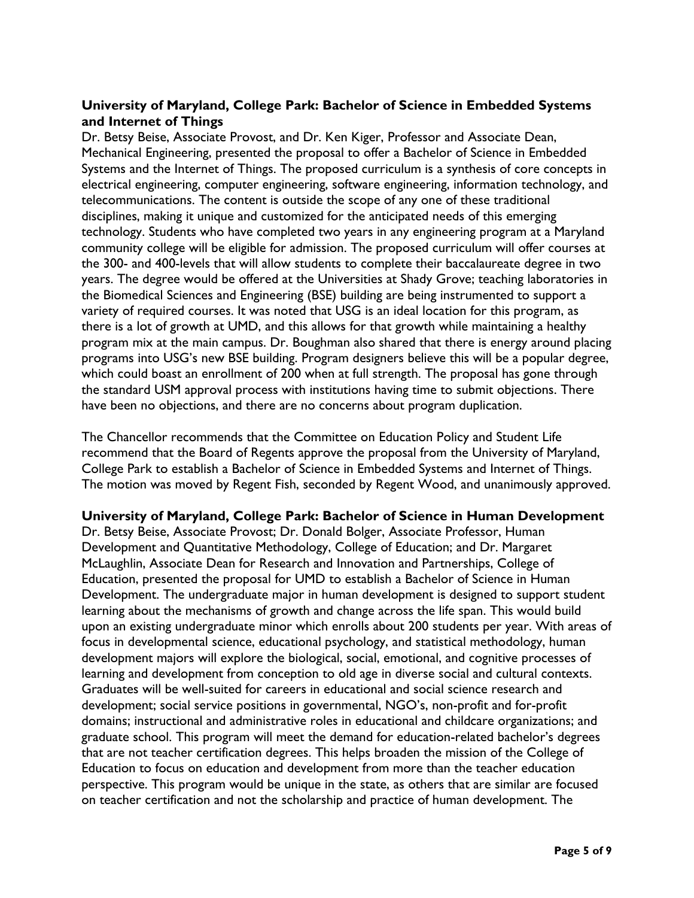**University of Maryland, College Park: Bachelor of Science in Embedded Systems and Internet of Things**

Dr. Betsy Beise, Associate Provost, and Dr. Ken Kiger, Professor and Associate Dean, Mechanical Engineering, presented the proposal to offer a Bachelor of Science in Embedded Systems and the Internet of Things. The proposed curriculum is a synthesis of core concepts in electrical engineering, computer engineering, software engineering, information technology, and telecommunications. The content is outside the scope of any one of these traditional disciplines, making it unique and customized for the anticipated needs of this emerging technology. Students who have completed two years in any engineering program at a Maryland community college will be eligible for admission. The proposed curriculum will offer courses at the 300- and 400-levels that will allow students to complete their baccalaureate degree in two years. The degree would be offered at the Universities at Shady Grove; teaching laboratories in the Biomedical Sciences and Engineering (BSE) building are being instrumented to support a variety of required courses. It was noted that USG is an ideal location for this program, as there is a lot of growth at UMD, and this allows for that growth while maintaining a healthy program mix at the main campus. Dr. Boughman also shared that there is energy around placing programs into USG's new BSE building. Program designers believe this will be a popular degree, which could boast an enrollment of 200 when at full strength. The proposal has gone through the standard USM approval process with institutions having time to submit objections. There have been no objections, and there are no concerns about program duplication.

The Chancellor recommends that the Committee on Education Policy and Student Life recommend that the Board of Regents approve the proposal from the University of Maryland, College Park to establish a Bachelor of Science in Embedded Systems and Internet of Things. The motion was moved by Regent Fish, seconded by Regent Wood, and unanimously approved.

**University of Maryland, College Park: Bachelor of Science in Human Development**

Dr. Betsy Beise, Associate Provost; Dr. Donald Bolger, Associate Professor, Human Development and Quantitative Methodology, College of Education; and Dr. Margaret McLaughlin, Associate Dean for Research and Innovation and Partnerships, College of Education, presented the proposal for UMD to establish a Bachelor of Science in Human Development. The undergraduate major in human development is designed to support student learning about the mechanisms of growth and change across the life span. This would build upon an existing undergraduate minor which enrolls about 200 students per year. With areas of focus in developmental science, educational psychology, and statistical methodology, human development majors will explore the biological, social, emotional, and cognitive processes of learning and development from conception to old age in diverse social and cultural contexts. Graduates will be well-suited for careers in educational and social science research and development; social service positions in governmental, NGO's, non-profit and for-profit domains; instructional and administrative roles in educational and childcare organizations; and graduate school. This program will meet the demand for education-related bachelor's degrees that are not teacher certification degrees. This helps broaden the mission of the College of Education to focus on education and development from more than the teacher education perspective. This program would be unique in the state, as others that are similar are focused on teacher certification and not the scholarship and practice of human development. The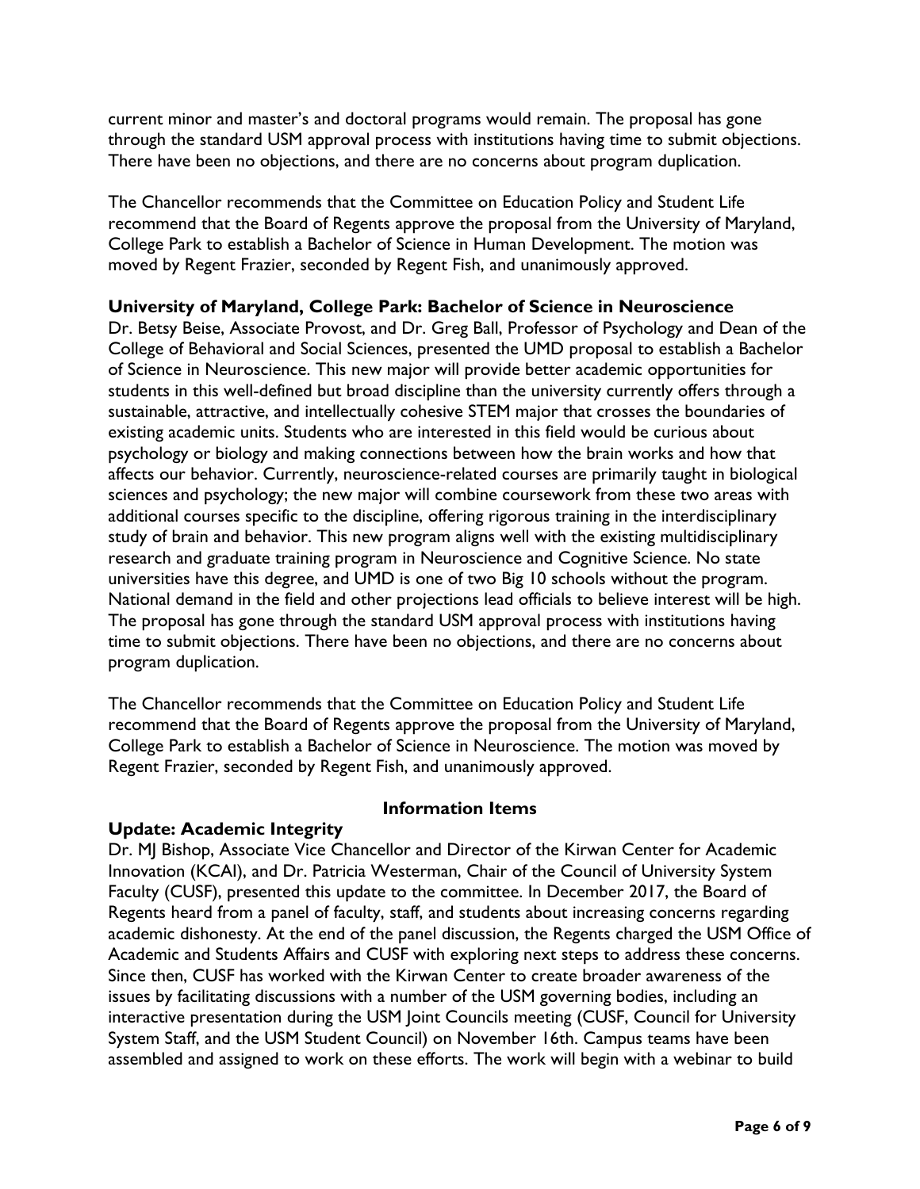current minor and master's and doctoral programs would remain. The proposal has gone through the standard USM approval process with institutions having time to submit objections. There have been no objections, and there are no concerns about program duplication.

The Chancellor recommends that the Committee on Education Policy and Student Life recommend that the Board of Regents approve the proposal from the University of Maryland, College Park to establish a Bachelor of Science in Human Development. The motion was moved by Regent Frazier, seconded by Regent Fish, and unanimously approved.

**University of Maryland, College Park: Bachelor of Science in Neuroscience**

Dr. Betsy Beise, Associate Provost, and Dr. Greg Ball, Professor of Psychology and Dean of the College of Behavioral and Social Sciences, presented the UMD proposal to establish a Bachelor of Science in Neuroscience. This new major will provide better academic opportunities for students in this well-defined but broad discipline than the university currently offers through a sustainable, attractive, and intellectually cohesive STEM major that crosses the boundaries of existing academic units. Students who are interested in this field would be curious about psychology or biology and making connections between how the brain works and how that affects our behavior. Currently, neuroscience-related courses are primarily taught in biological sciences and psychology; the new major will combine coursework from these two areas with additional courses specific to the discipline, offering rigorous training in the interdisciplinary study of brain and behavior. This new program aligns well with the existing multidisciplinary research and graduate training program in Neuroscience and Cognitive Science. No state universities have this degree, and UMD is one of two Big 10 schools without the program. National demand in the field and other projections lead officials to believe interest will be high. The proposal has gone through the standard USM approval process with institutions having time to submit objections. There have been no objections, and there are no concerns about program duplication.

The Chancellor recommends that the Committee on Education Policy and Student Life recommend that the Board of Regents approve the proposal from the University of Maryland, College Park to establish a Bachelor of Science in Neuroscience. The motion was moved by Regent Frazier, seconded by Regent Fish, and unanimously approved.

## Information Items

**Update: Academic Integrity**

Dr. MJ Bishop, Associate Vice Chancellor and Director of the Kirwan Center for Academic Innovation (KCAI), and Dr. Patricia Westerman, Chair of the Council of University System Faculty (CUSF), presented this update to the committee. In December 2017, the Board of Regents heard from a panel of faculty, staff, and students about increasing concerns regarding academic dishonesty. At the end of the panel discussion, the Regents charged the USM Office of Academic and Students Affairs and CUSF with exploring next steps to address these concerns. Since then, CUSF has worked with the Kirwan Center to create broader awareness of the issues by facilitating discussions with a number of the USM governing bodies, including an interactive presentation during the USM Joint Councils meeting (CUSF, Council for University System Staff, and the USM Student Council) on November 16th. Campus teams have been assembled and assigned to work on these efforts. The work will begin with a webinar to build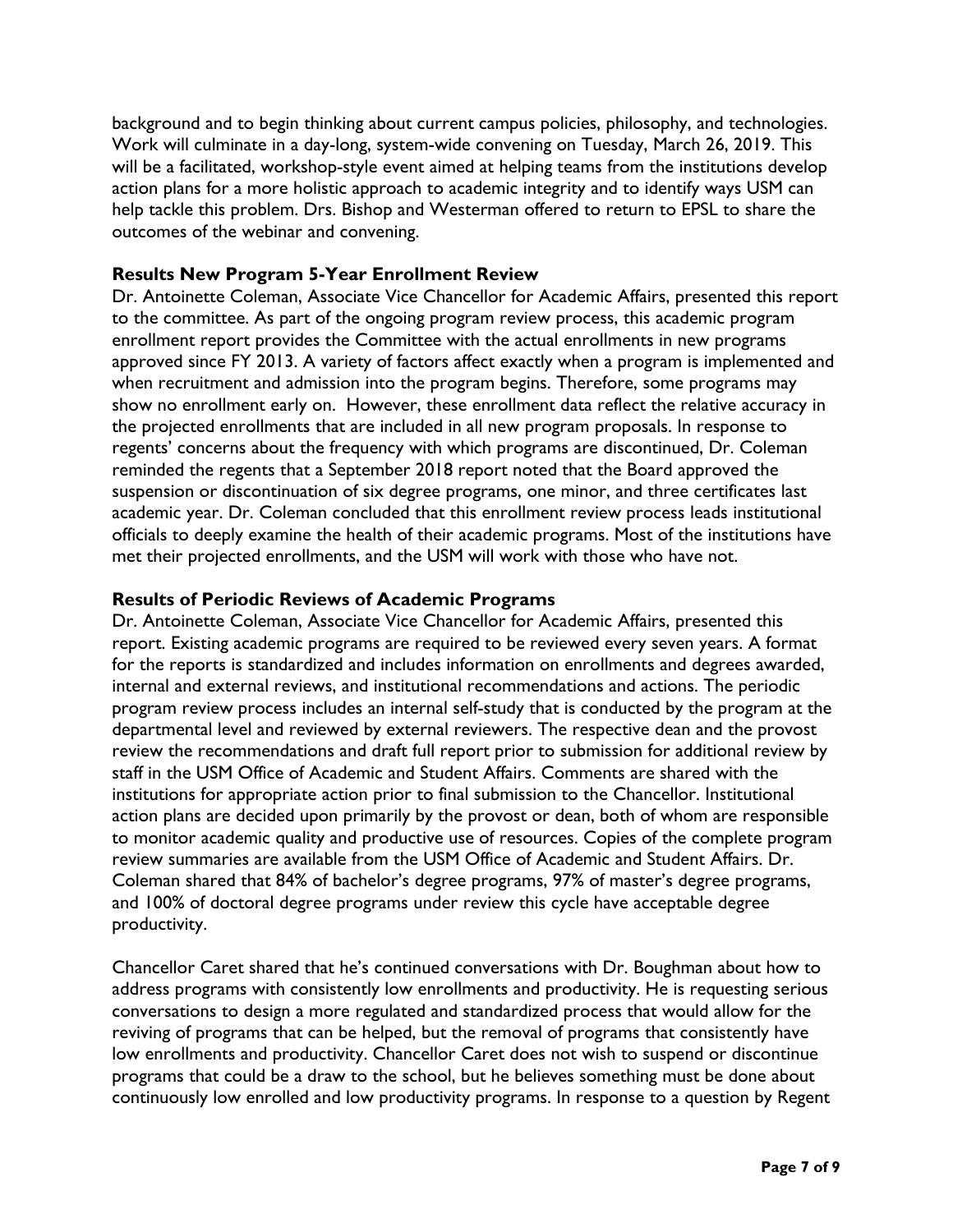background and to begin thinking about current campus policies, philosophy, and technologies. Work will culminate in a day-long, system-wide convening on Tuesday, March 26, 2019. This will be a facilitated, workshop-style event aimed at helping teams from the institutions develop action plans for a more holistic approach to academic integrity and to identify ways USM can help tackle this problem. Drs. Bishop and Westerman offered to return to EPSL to share the outcomes of the webinar and convening.

**Results New Program 5-Year Enrollment Review**

Dr. Antoinette Coleman, Associate Vice Chancellor for Academic Affairs, presented this report to the committee. As part of the ongoing program review process, this academic program enrollment report provides the Committee with the actual enrollments in new programs approved since FY 2013. A variety of factors affect exactly when a program is implemented and when recruitment and admission into the program begins. Therefore, some programs may show no enrollment early on. However, these enrollment data reflect the relative accuracy in the projected enrollments that are included in all new program proposals. In response to regents' concerns about the frequency with which programs are discontinued, Dr. Coleman reminded the regents that a September 2018 report noted that the Board approved the suspension or discontinuation of six degree programs, one minor, and three certificates last academic year. Dr. Coleman concluded that this enrollment review process leads institutional officials to deeply examine the health of their academic programs. Most of the institutions have met their projected enrollments, and the USM will work with those who have not.

**Results of Periodic Reviews of Academic Programs**

Dr. Antoinette Coleman, Associate Vice Chancellor for Academic Affairs, presented this report. Existing academic programs are required to be reviewed every seven years. A format for the reports is standardized and includes information on enrollments and degrees awarded, internal and external reviews, and institutional recommendations and actions. The periodic program review process includes an internal self-study that is conducted by the program at the departmental level and reviewed by external reviewers. The respective dean and the provost review the recommendations and draft full report prior to submission for additional review by staff in the USM Office of Academic and Student Affairs. Comments are shared with the institutions for appropriate action prior to final submission to the Chancellor. Institutional action plans are decided upon primarily by the provost or dean, both of whom are responsible to monitor academic quality and productive use of resources. Copies of the complete program review summaries are available from the USM Office of Academic and Student Affairs. Dr. Coleman shared that 84% of bachelor's degree programs, 97% of master's degree programs, and 100% of doctoral degree programs under review this cycle have acceptable degree productivity.

Chancellor Caret shared that he's continued conversations with Dr. Boughman about how to address programs with consistently low enrollments and productivity. He is requesting serious conversations to design a more regulated and standardized process that would allow for the reviving of programs that can be helped, but the removal of programs that consistently have low enrollments and productivity. Chancellor Caret does not wish to suspend or discontinue programs that could be a draw to the school, but he believes something must be done about continuously low enrolled and low productivity programs. In response to a question by Regent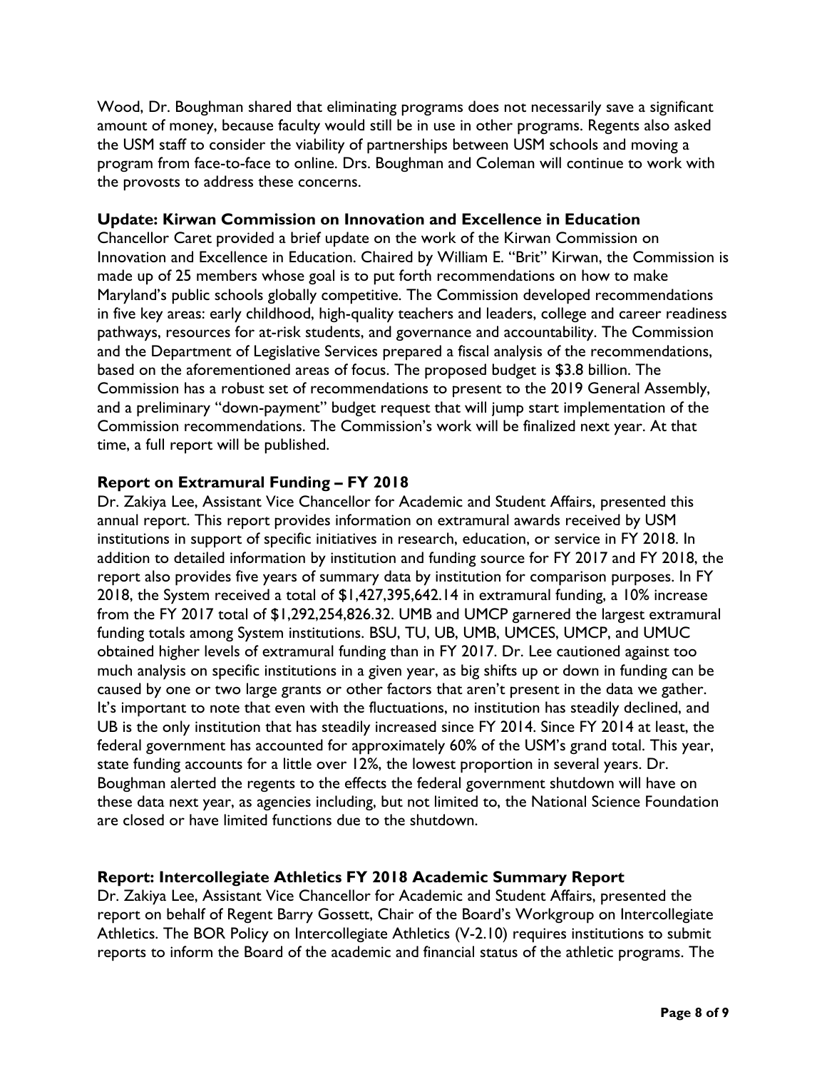Wood, Dr. Boughman shared that eliminating programs does not necessarily save a significant amount of money, because faculty would still be in use in other programs. Regents also asked the USM staff to consider the viability of partnerships between USM schools and moving a program from face-to-face to online. Drs. Boughman and Coleman will continue to work with the provosts to address these concerns.

**Update: Kirwan Commission on Innovation and Excellence in Education**
Chancellor Caret provided a brief update on the work of the Kirwan Commission on Innovation and Excellence in Education. Chaired by William E. "Brit" Kirwan, the Commission is made up of 25 members whose goal is to put forth recommendations on how to make Maryland's public schools globally competitive. The Commission developed recommendations in five key areas: early childhood, high-quality teachers and leaders, college and career readiness pathways, resources for at-risk students, and governance and accountability. The Commission and the Department of Legislative Services prepared a fiscal analysis of the recommendations, based on the aforementioned areas of focus. The proposed budget is $3.8 billion. The Commission has a robust set of recommendations to present to the 2019 General Assembly, and a preliminary "down-payment" budget request that will jump start implementation of the Commission recommendations. The Commission's work will be finalized next year. At that time, a full report will be published.

**Report on Extramural Funding – FY 2018**
Dr. Zakiya Lee, Assistant Vice Chancellor for Academic and Student Affairs, presented this annual report. This report provides information on extramural awards received by USM institutions in support of specific initiatives in research, education, or service in FY 2018. In addition to detailed information by institution and funding source for FY 2017 and FY 2018, the report also provides five years of summary data by institution for comparison purposes. In FY 2018, the System received a total of $1,427,395,642.14 in extramural funding, a 10% increase from the FY 2017 total of $1,292,254,826.32. UMB and UMCP garnered the largest extramural funding totals among System institutions. BSU, TU, UB, UMB, UMCES, UMCP, and UMUC obtained higher levels of extramural funding than in FY 2017. Dr. Lee cautioned against too much analysis on specific institutions in a given year, as big shifts up or down in funding can be caused by one or two large grants or other factors that aren't present in the data we gather. It's important to note that even with the fluctuations, no institution has steadily declined, and UB is the only institution that has steadily increased since FY 2014. Since FY 2014 at least, the federal government has accounted for approximately 60% of the USM's grand total. This year, state funding accounts for a little over 12%, the lowest proportion in several years. Dr. Boughman alerted the regents to the effects the federal government shutdown will have on these data next year, as agencies including, but not limited to, the National Science Foundation are closed or have limited functions due to the shutdown.

**Report: Intercollegiate Athletics FY 2018 Academic Summary Report**
Dr. Zakiya Lee, Assistant Vice Chancellor for Academic and Student Affairs, presented the report on behalf of Regent Barry Gossett, Chair of the Board's Workgroup on Intercollegiate Athletics. The BOR Policy on Intercollegiate Athletics (V-2.10) requires institutions to submit reports to inform the Board of the academic and financial status of the athletic programs. The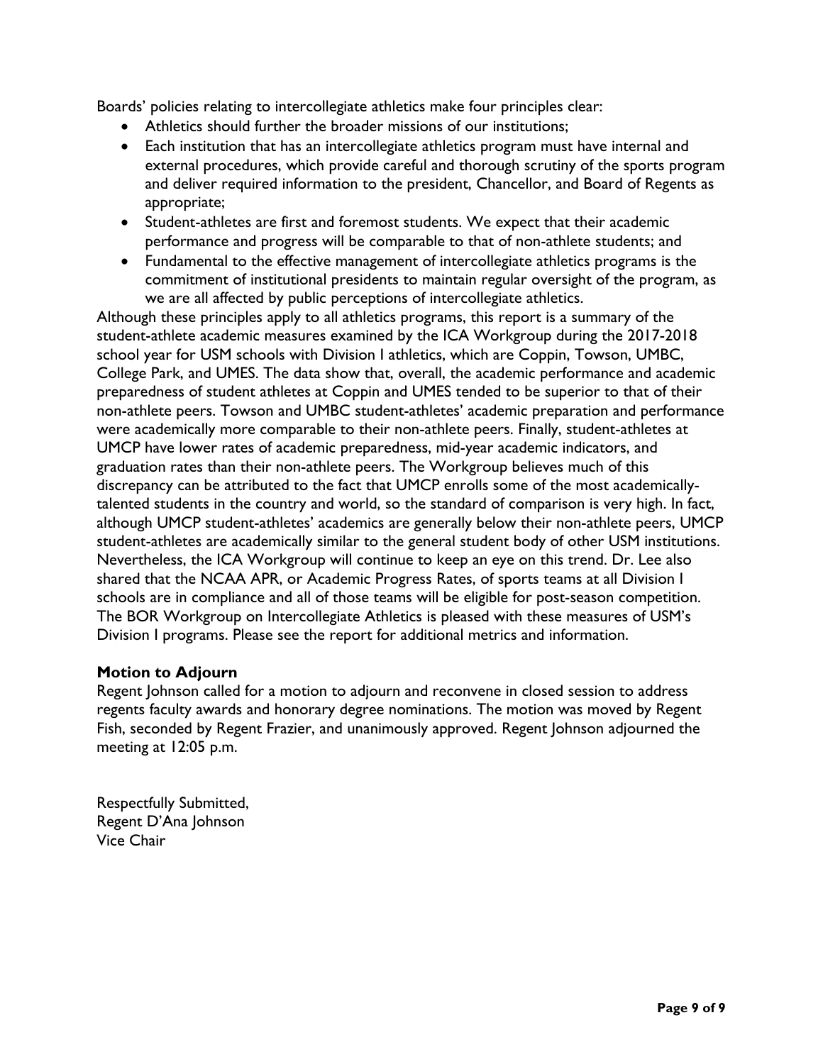Boards' policies relating to intercollegiate athletics make four principles clear:

- Athletics should further the broader missions of our institutions;
- Each institution that has an intercollegiate athletics program must have internal and external procedures, which provide careful and thorough scrutiny of the sports program and deliver required information to the president, Chancellor, and Board of Regents as appropriate;
- Student-athletes are first and foremost students. We expect that their academic performance and progress will be comparable to that of non-athlete students; and
- Fundamental to the effective management of intercollegiate athletics programs is the commitment of institutional presidents to maintain regular oversight of the program, as we are all affected by public perceptions of intercollegiate athletics.

Although these principles apply to all athletics programs, this report is a summary of the student-athlete academic measures examined by the ICA Workgroup during the 2017-2018 school year for USM schools with Division I athletics, which are Coppin, Towson, UMBC, College Park, and UMES. The data show that, overall, the academic performance and academic preparedness of student athletes at Coppin and UMES tended to be superior to that of their non-athlete peers. Towson and UMBC student-athletes' academic preparation and performance were academically more comparable to their non-athlete peers. Finally, student-athletes at UMCP have lower rates of academic preparedness, mid-year academic indicators, and graduation rates than their non-athlete peers. The Workgroup believes much of this discrepancy can be attributed to the fact that UMCP enrolls some of the most academically-talented students in the country and world, so the standard of comparison is very high. In fact, although UMCP student-athletes' academics are generally below their non-athlete peers, UMCP student-athletes are academically similar to the general student body of other USM institutions. Nevertheless, the ICA Workgroup will continue to keep an eye on this trend. Dr. Lee also shared that the NCAA APR, or Academic Progress Rates, of sports teams at all Division I schools are in compliance and all of those teams will be eligible for post-season competition. The BOR Workgroup on Intercollegiate Athletics is pleased with these measures of USM's Division I programs. Please see the report for additional metrics and information.

**Motion to Adjourn**

Regent Johnson called for a motion to adjourn and reconvene in closed session to address regents faculty awards and honorary degree nominations. The motion was moved by Regent Fish, seconded by Regent Frazier, and unanimously approved. Regent Johnson adjourned the meeting at 12:05 p.m.

Respectfully Submitted,
Regent D'Ana Johnson
Vice Chair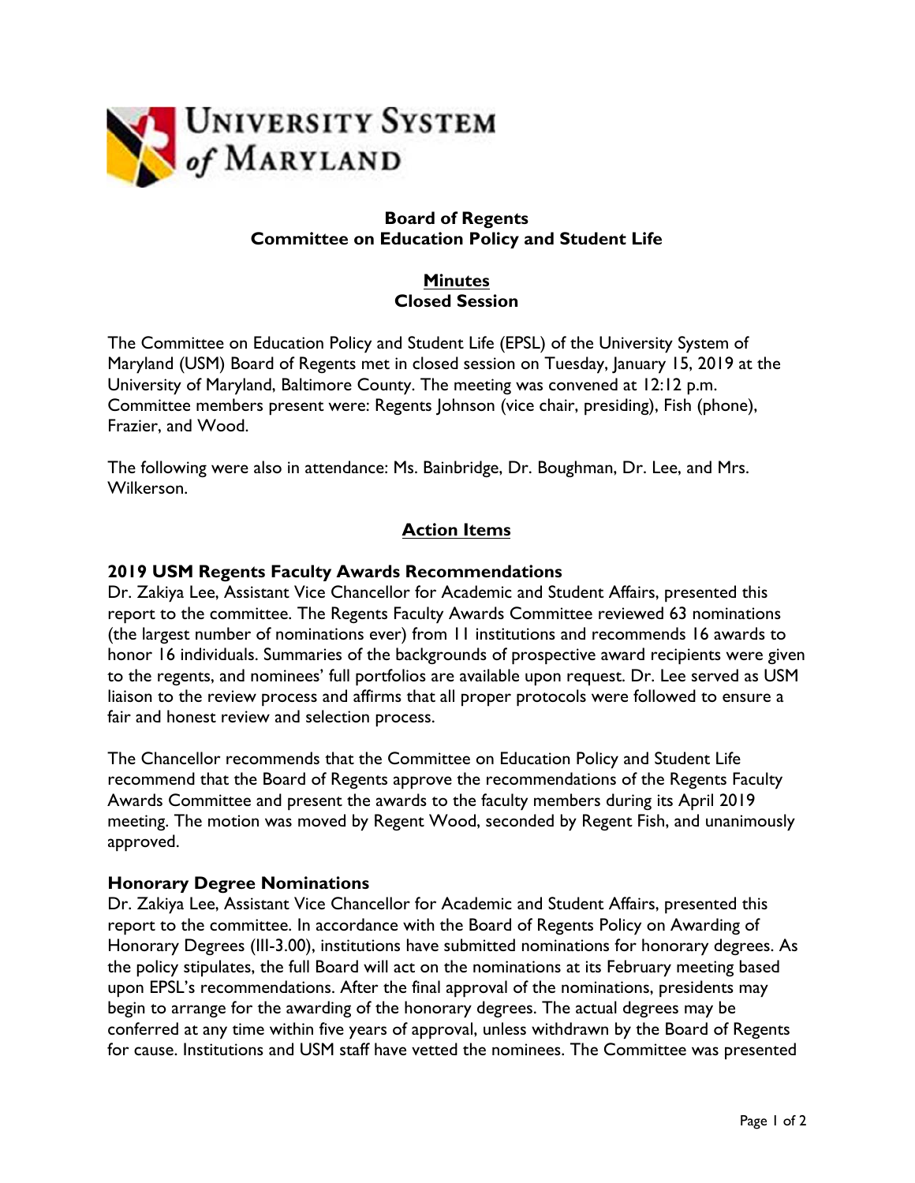UNIVERSITY SYSTEM *of* MARYLAND

**Board of Regents**
**Committee on Education Policy and Student Life**

**Minutes**
**Closed Session**

The Committee on Education Policy and Student Life (EPSL) of the University System of Maryland (USM) Board of Regents met in closed session on Tuesday, January 15, 2019 at the University of Maryland, Baltimore County. The meeting was convened at 12:12 p.m. Committee members present were: Regents Johnson (vice chair, presiding), Fish (phone), Frazier, and Wood.

The following were also in attendance: Ms. Bainbridge, Dr. Boughman, Dr. Lee, and Mrs. Wilkerson.

## Action Items

### 2019 USM Regents Faculty Awards Recommendations

Dr. Zakiya Lee, Assistant Vice Chancellor for Academic and Student Affairs, presented this report to the committee. The Regents Faculty Awards Committee reviewed 63 nominations (the largest number of nominations ever) from 11 institutions and recommends 16 awards to honor 16 individuals. Summaries of the backgrounds of prospective award recipients were given to the regents, and nominees' full portfolios are available upon request. Dr. Lee served as USM liaison to the review process and affirms that all proper protocols were followed to ensure a fair and honest review and selection process.

The Chancellor recommends that the Committee on Education Policy and Student Life recommend that the Board of Regents approve the recommendations of the Regents Faculty Awards Committee and present the awards to the faculty members during its April 2019 meeting. The motion was moved by Regent Wood, seconded by Regent Fish, and unanimously approved.

### Honorary Degree Nominations

Dr. Zakiya Lee, Assistant Vice Chancellor for Academic and Student Affairs, presented this report to the committee. In accordance with the Board of Regents Policy on Awarding of Honorary Degrees (III-3.00), institutions have submitted nominations for honorary degrees. As the policy stipulates, the full Board will act on the nominations at its February meeting based upon EPSL's recommendations. After the final approval of the nominations, presidents may begin to arrange for the awarding of the honorary degrees. The actual degrees may be conferred at any time within five years of approval, unless withdrawn by the Board of Regents for cause. Institutions and USM staff have vetted the nominees. The Committee was presented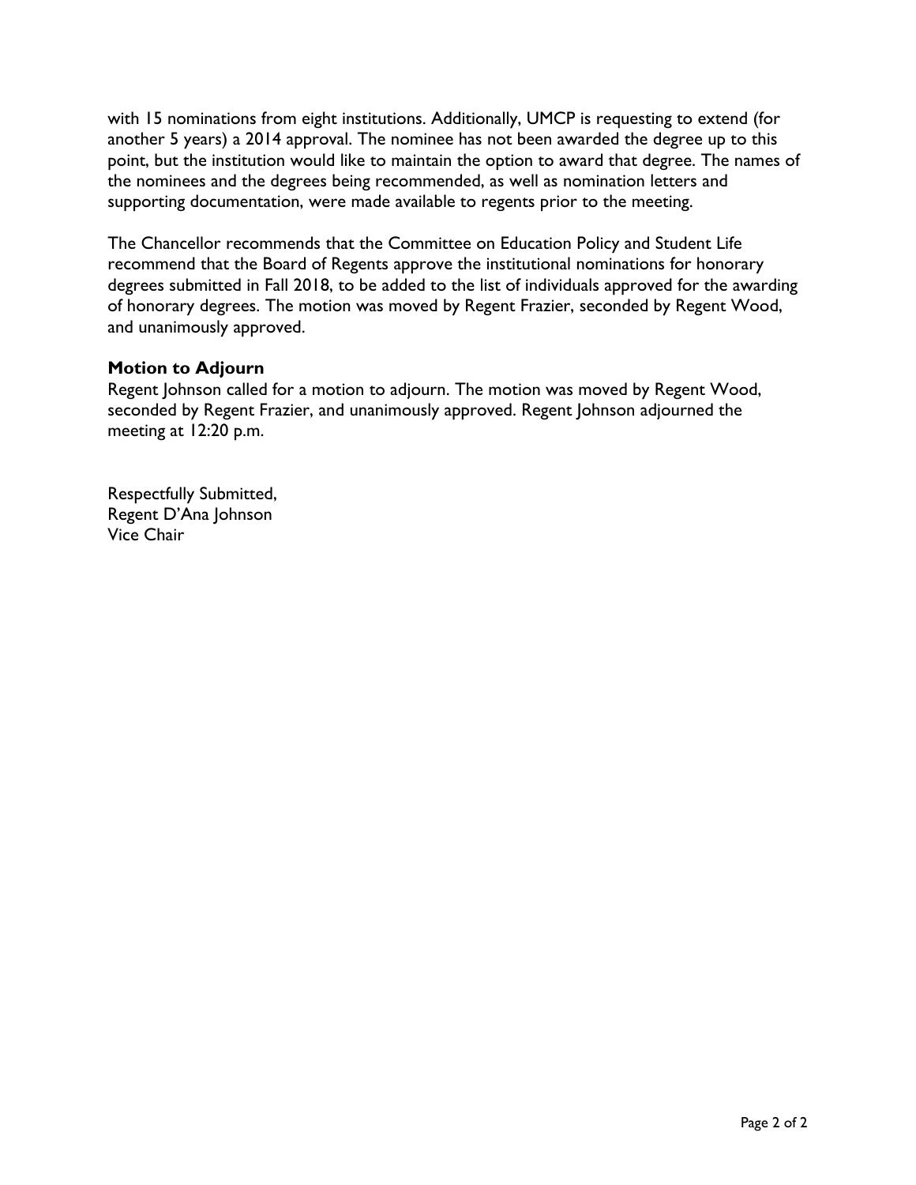with 15 nominations from eight institutions. Additionally, UMCP is requesting to extend (for another 5 years) a 2014 approval. The nominee has not been awarded the degree up to this point, but the institution would like to maintain the option to award that degree. The names of the nominees and the degrees being recommended, as well as nomination letters and supporting documentation, were made available to regents prior to the meeting.

The Chancellor recommends that the Committee on Education Policy and Student Life recommend that the Board of Regents approve the institutional nominations for honorary degrees submitted in Fall 2018, to be added to the list of individuals approved for the awarding of honorary degrees. The motion was moved by Regent Frazier, seconded by Regent Wood, and unanimously approved.

**Motion to Adjourn**
Regent Johnson called for a motion to adjourn. The motion was moved by Regent Wood, seconded by Regent Frazier, and unanimously approved. Regent Johnson adjourned the meeting at 12:20 p.m.

Respectfully Submitted,
Regent D'Ana Johnson
Vice Chair